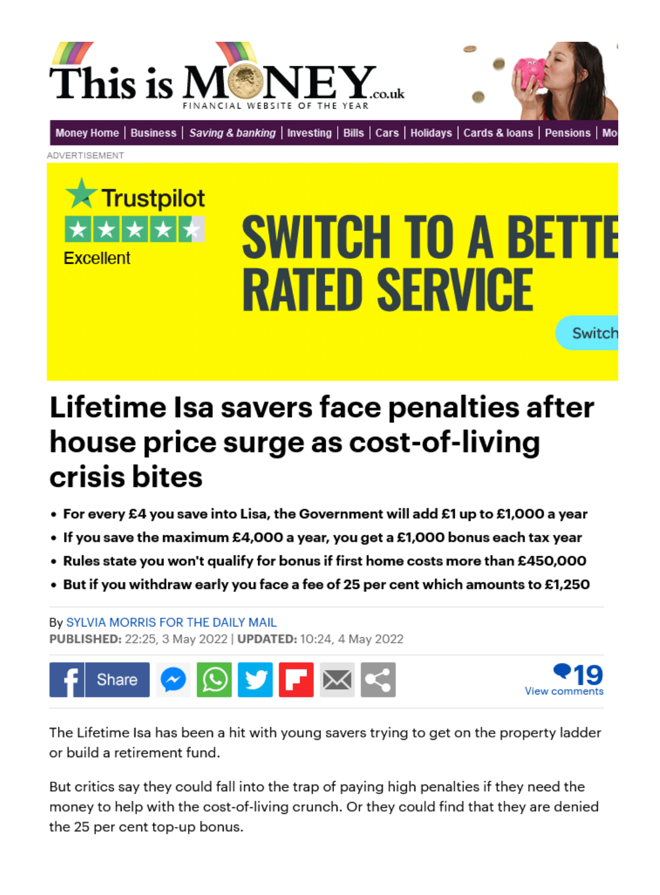This is MONEY.co.uk

FINANCIAL WEBSITE OF THE YEAR

Money Home | Business | Saving & banking | Investing | Bills | Cars | Holidays | Cards & loans | Pensions | Mo

ADVERTISEMENT

Trustpilot Excellent

SWITCH TO A BETTE RATED SERVICE

Switch

# Lifetime Isa savers face penalties after house price surge as cost-of-living crisis bites

- **For every £4 you save into Lisa, the Government will add £1 up to £1,000 a year**
- **If you save the maximum £4,000 a year, you get a £1,000 bonus each tax year**
- **Rules state you won't qualify for bonus if first home costs more than £450,000**
- **But if you withdraw early you face a fee of 25 per cent which amounts to £1,250**

By SYLVIA MORRIS FOR THE DAILY MAIL

**PUBLISHED:** 22:25, 3 May 2022 | **UPDATED:** 10:24, 4 May 2022

Share

19 View comments

The Lifetime Isa has been a hit with young savers trying to get on the property ladder or build a retirement fund.

But critics say they could fall into the trap of paying high penalties if they need the money to help with the cost-of-living crunch. Or they could find that they are denied the 25 per cent top-up bonus.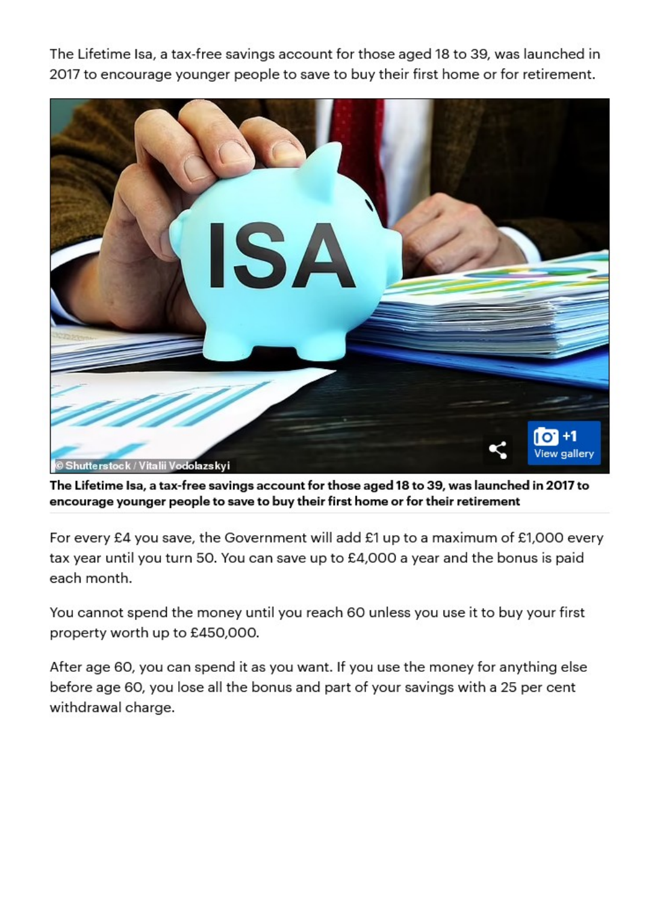The Lifetime Isa, a tax-free savings account for those aged 18 to 39, was launched in 2017 to encourage younger people to save to buy their first home or for retirement.

**The Lifetime Isa, a tax-free savings account for those aged 18 to 39, was launched in 2017 to encourage younger people to save to buy their first home or for their retirement**

For every £4 you save, the Government will add £1 up to a maximum of £1,000 every tax year until you turn 50. You can save up to £4,000 a year and the bonus is paid each month.

You cannot spend the money until you reach 60 unless you use it to buy your first property worth up to £450,000.

After age 60, you can spend it as you want. If you use the money for anything else before age 60, you lose all the bonus and part of your savings with a 25 per cent withdrawal charge.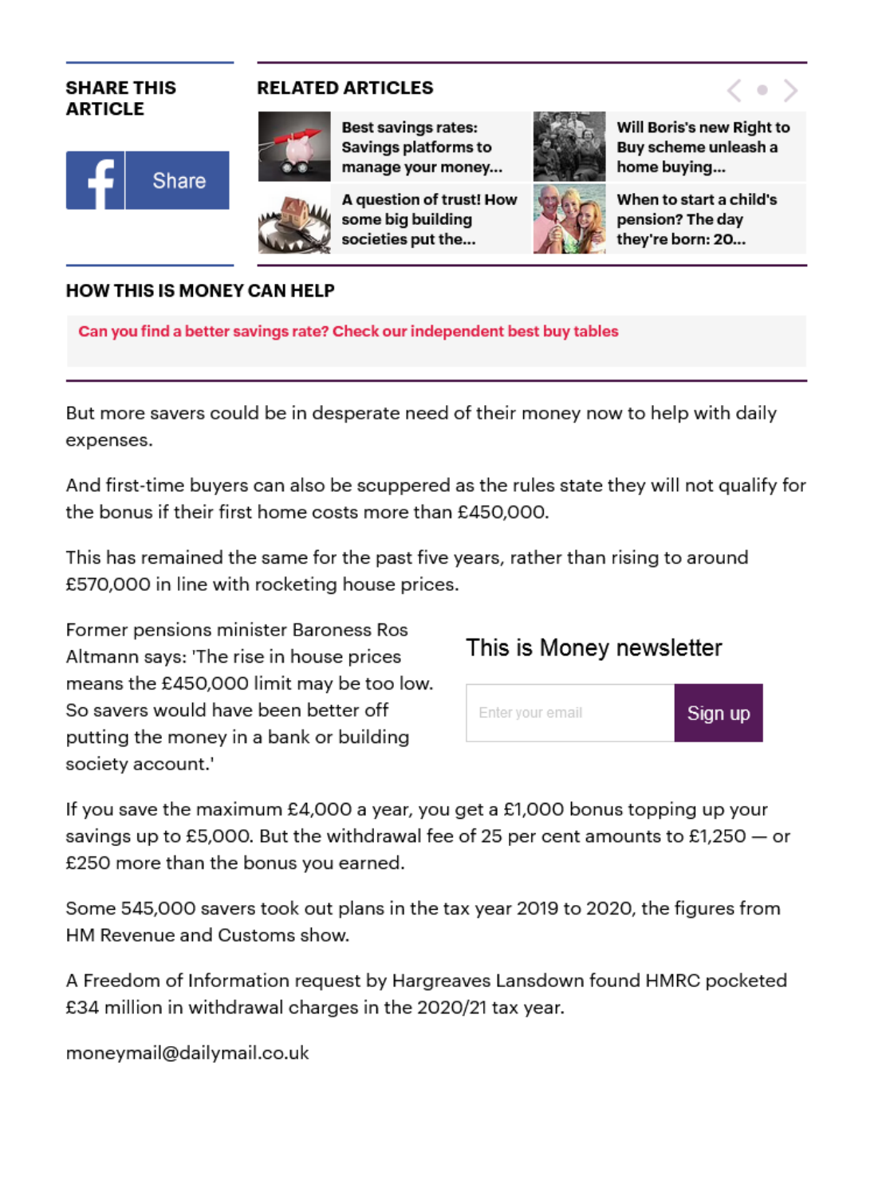SHARE THIS ARTICLE

Share

RELATED ARTICLES

Best savings rates: Savings platforms to manage your money...

Will Boris's new Right to Buy scheme unleash a home buying...

A question of trust! How some big building societies put the...

When to start a child's pension? The day they're born: 20...

HOW THIS IS MONEY CAN HELP

Can you find a better savings rate? Check our independent best buy tables

But more savers could be in desperate need of their money now to help with daily expenses.

And first-time buyers can also be scuppered as the rules state they will not qualify for the bonus if their first home costs more than £450,000.

This has remained the same for the past five years, rather than rising to around £570,000 in line with rocketing house prices.

Former pensions minister Baroness Ros Altmann says: 'The rise in house prices means the £450,000 limit may be too low. So savers would have been better off putting the money in a bank or building society account.'

This is Money newsletter

Enter your email

Sign up

If you save the maximum £4,000 a year, you get a £1,000 bonus topping up your savings up to £5,000. But the withdrawal fee of 25 per cent amounts to £1,250 — or £250 more than the bonus you earned.

Some 545,000 savers took out plans in the tax year 2019 to 2020, the figures from HM Revenue and Customs show.

A Freedom of Information request by Hargreaves Lansdown found HMRC pocketed £34 million in withdrawal charges in the 2020/21 tax year.

moneymail@dailymail.co.uk